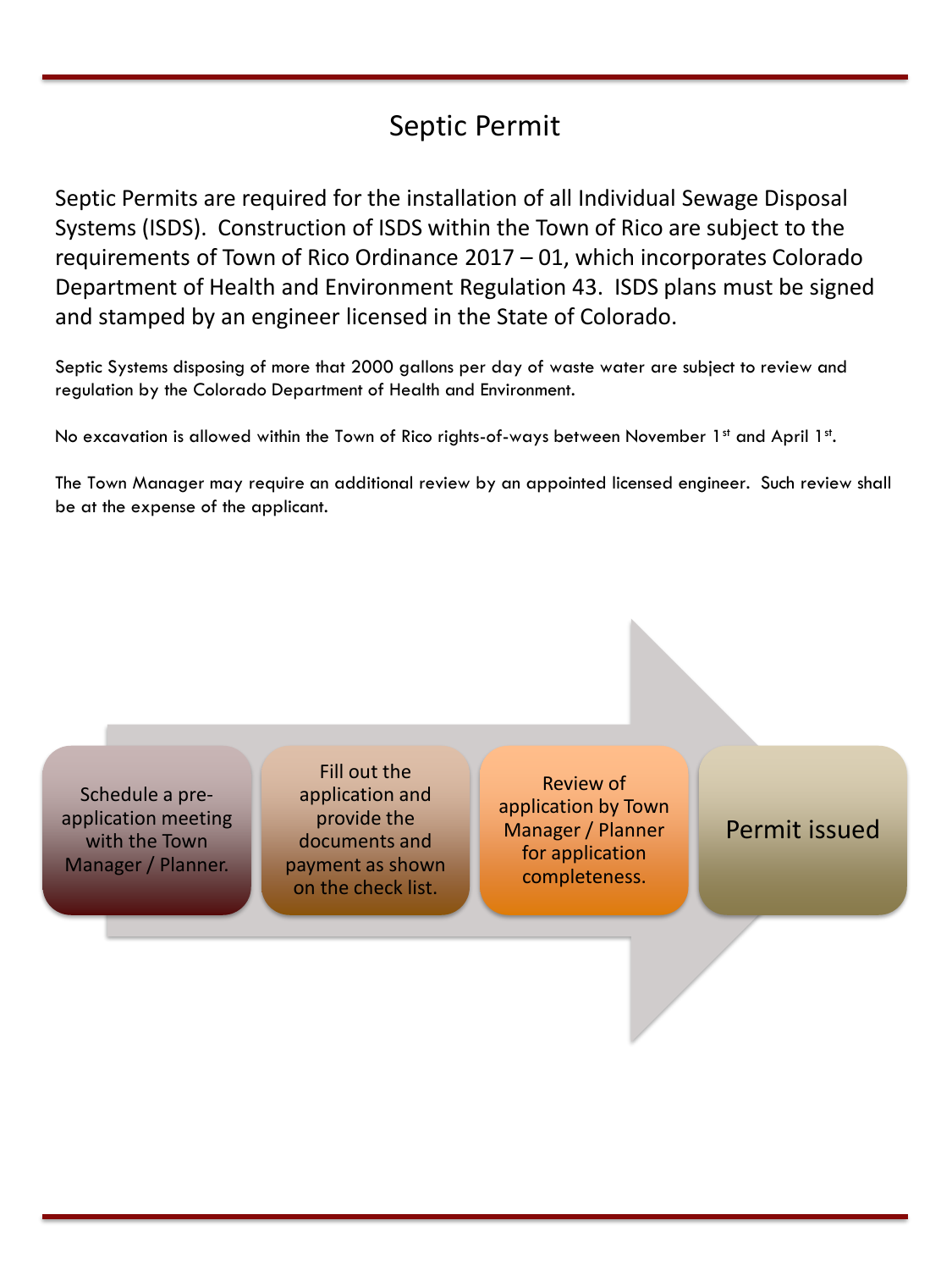# Septic Permit

Septic Permits are required for the installation of all Individual Sewage Disposal Systems (ISDS). Construction of ISDS within the Town of Rico are subject to the requirements of Town of Rico Ordinance 2017 – 01, which incorporates Colorado Department of Health and Environment Regulation 43. ISDS plans must be signed and stamped by an engineer licensed in the State of Colorado.

Septic Systems disposing of more that 2000 gallons per day of waste water are subject to review and regulation by the Colorado Department of Health and Environment.

No excavation is allowed within the Town of Rico rights-of-ways between November 1st and April 1st.

The Town Manager may require an additional review by an appointed licensed engineer. Such review shall be at the expense of the applicant.

1. Schedule a pre-application meeting with the Town Manager / Planner.
2. Fill out the application and provide the documents and payment as shown on the check list.
3. Review of application by Town Manager / Planner for application completeness.
4. Permit issued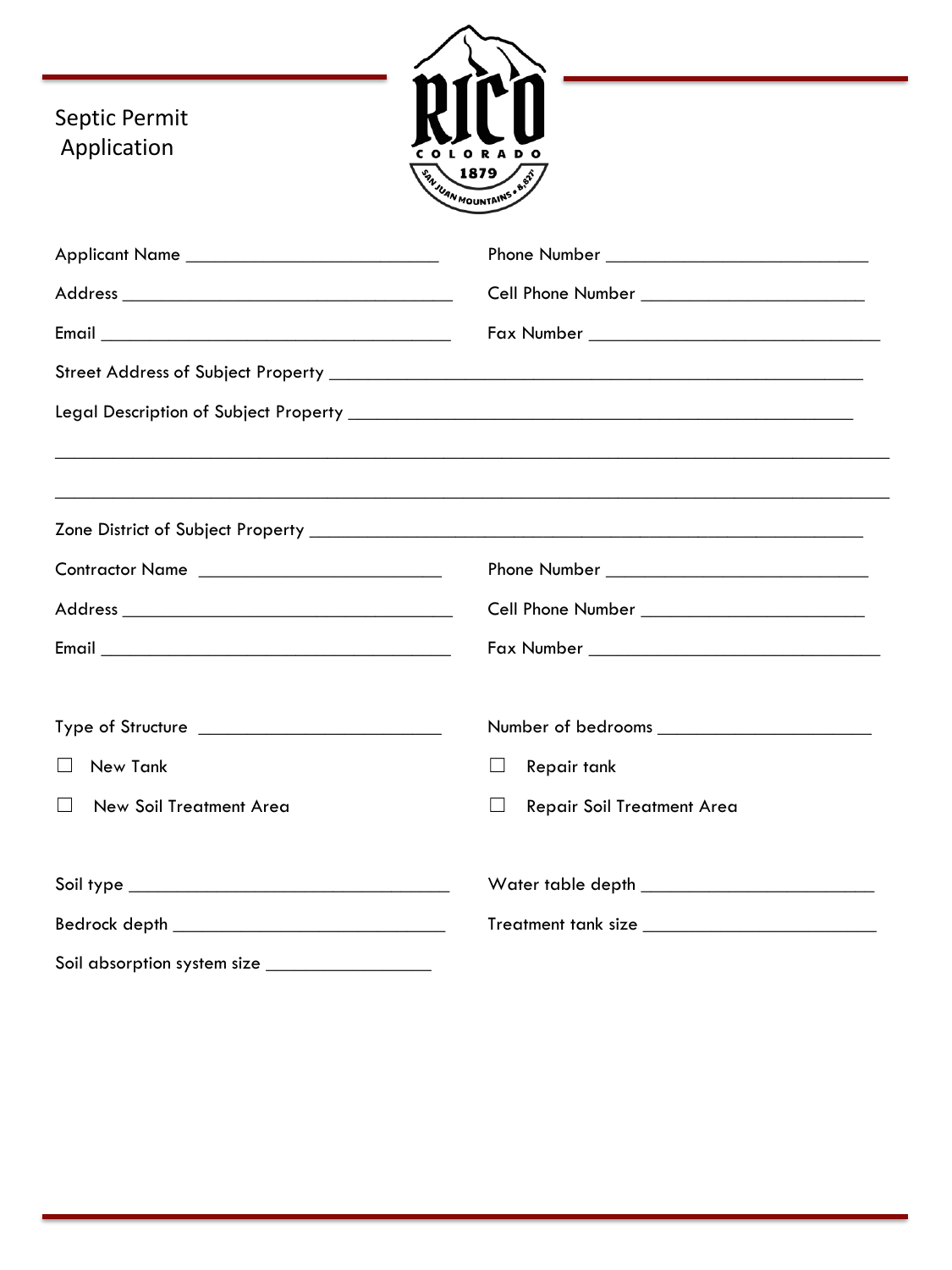# Septic Permit Application

Applicant Name ___________________________

Phone Number ____________________________

Address ___________________________________

Cell Phone Number _______________________

Email _____________________________________

Fax Number _______________________________

Street Address of Subject Property ____________________________________________________

Legal Description of Subject Property _________________________________________________

_____________________________________________________________________________

_____________________________________________________________________________

Zone District of Subject Property ______________________________________________________

Contractor Name _________________________

Phone Number ____________________________

Address ___________________________________

Cell Phone Number _______________________

Email _____________________________________

Fax Number _______________________________

Type of Structure _________________________

Number of bedrooms ______________________

☐ New Tank

☐ Repair tank

☐ New Soil Treatment Area

☐ Repair Soil Treatment Area

Soil type __________________________________

Water table depth _________________________

Bedrock depth _____________________________

Treatment tank size ________________________

Soil absorption system size _________________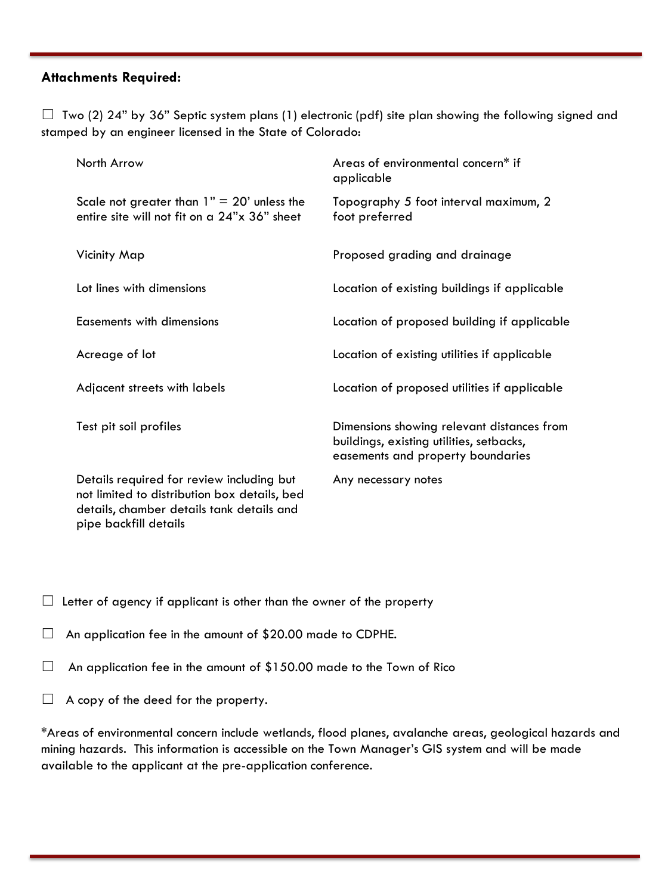**Attachments Required:**

☐ Two (2) 24" by 36" Septic system plans (1) electronic (pdf) site plan showing the following signed and stamped by an engineer licensed in the State of Colorado:

- North Arrow
- Scale not greater than 1" = 20' unless the entire site will not fit on a 24"x 36" sheet
- Vicinity Map
- Lot lines with dimensions
- Easements with dimensions
- Acreage of lot
- Adjacent streets with labels
- Test pit soil profiles
- Details required for review including but not limited to distribution box details, bed details, chamber details tank details and pipe backfill details
- Areas of environmental concern* if applicable
- Topography 5 foot interval maximum, 2 foot preferred
- Proposed grading and drainage
- Location of existing buildings if applicable
- Location of proposed building if applicable
- Location of existing utilities if applicable
- Location of proposed utilities if applicable
- Dimensions showing relevant distances from buildings, existing utilities, setbacks, easements and property boundaries
- Any necessary notes

☐ Letter of agency if applicant is other than the owner of the property

☐ An application fee in the amount of $20.00 made to CDPHE.

☐ An application fee in the amount of $150.00 made to the Town of Rico

☐ A copy of the deed for the property.

*Areas of environmental concern include wetlands, flood planes, avalanche areas, geological hazards and mining hazards. This information is accessible on the Town Manager's GIS system and will be made available to the applicant at the pre-application conference.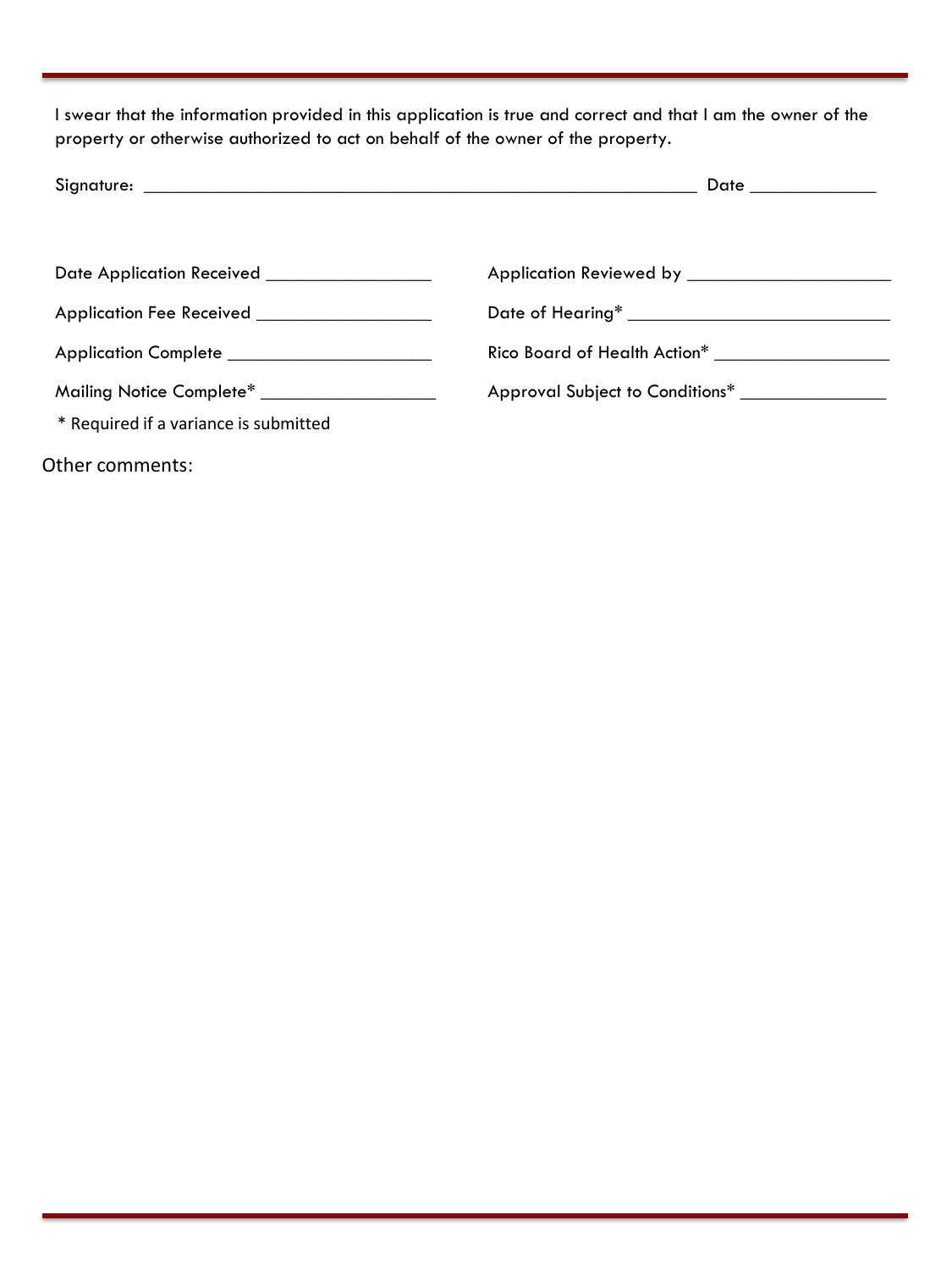I swear that the information provided in this application is true and correct and that I am the owner of the property or otherwise authorized to act on behalf of the owner of the property.

Signature: ____________________________________________________________ Date _____________

Date Application Received _________________

Application Fee Received __________________

Application Complete _____________________

Mailing Notice Complete* __________________

Application Reviewed by _____________________

Date of Hearing* ____________________________

Rico Board of Health Action* __________________

Approval Subject to Conditions* _______________

* Required if a variance is submitted

Other comments: